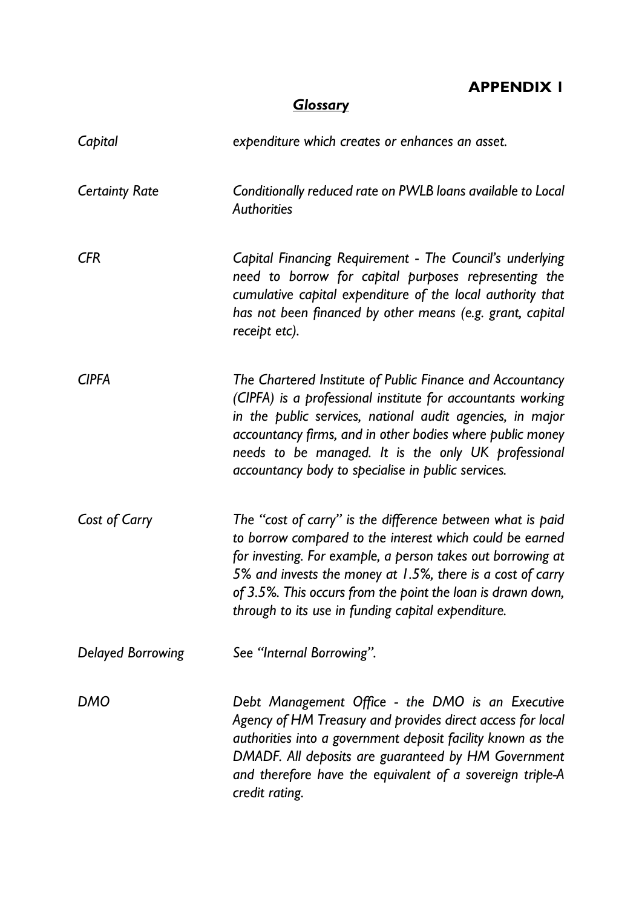# APPENDIX 1

## *Glossary*

| | |
|---|---|
| *Capital* | *expenditure which creates or enhances an asset.* |
| *Certainty Rate* | *Conditionally reduced rate on PWLB loans available to Local Authorities* |
| *CFR* | *Capital Financing Requirement - The Council's underlying need to borrow for capital purposes representing the cumulative capital expenditure of the local authority that has not been financed by other means (e.g. grant, capital receipt etc).* |
| *CIPFA* | *The Chartered Institute of Public Finance and Accountancy (CIPFA) is a professional institute for accountants working in the public services, national audit agencies, in major accountancy firms, and in other bodies where public money needs to be managed. It is the only UK professional accountancy body to specialise in public services.* |
| *Cost of Carry* | *The "cost of carry" is the difference between what is paid to borrow compared to the interest which could be earned for investing. For example, a person takes out borrowing at 5% and invests the money at 1.5%, there is a cost of carry of 3.5%. This occurs from the point the loan is drawn down, through to its use in funding capital expenditure.* |
| *Delayed Borrowing* | *See "Internal Borrowing".* |
| *DMO* | *Debt Management Office - the DMO is an Executive Agency of HM Treasury and provides direct access for local authorities into a government deposit facility known as the DMADF. All deposits are guaranteed by HM Government and therefore have the equivalent of a sovereign triple-A credit rating.* |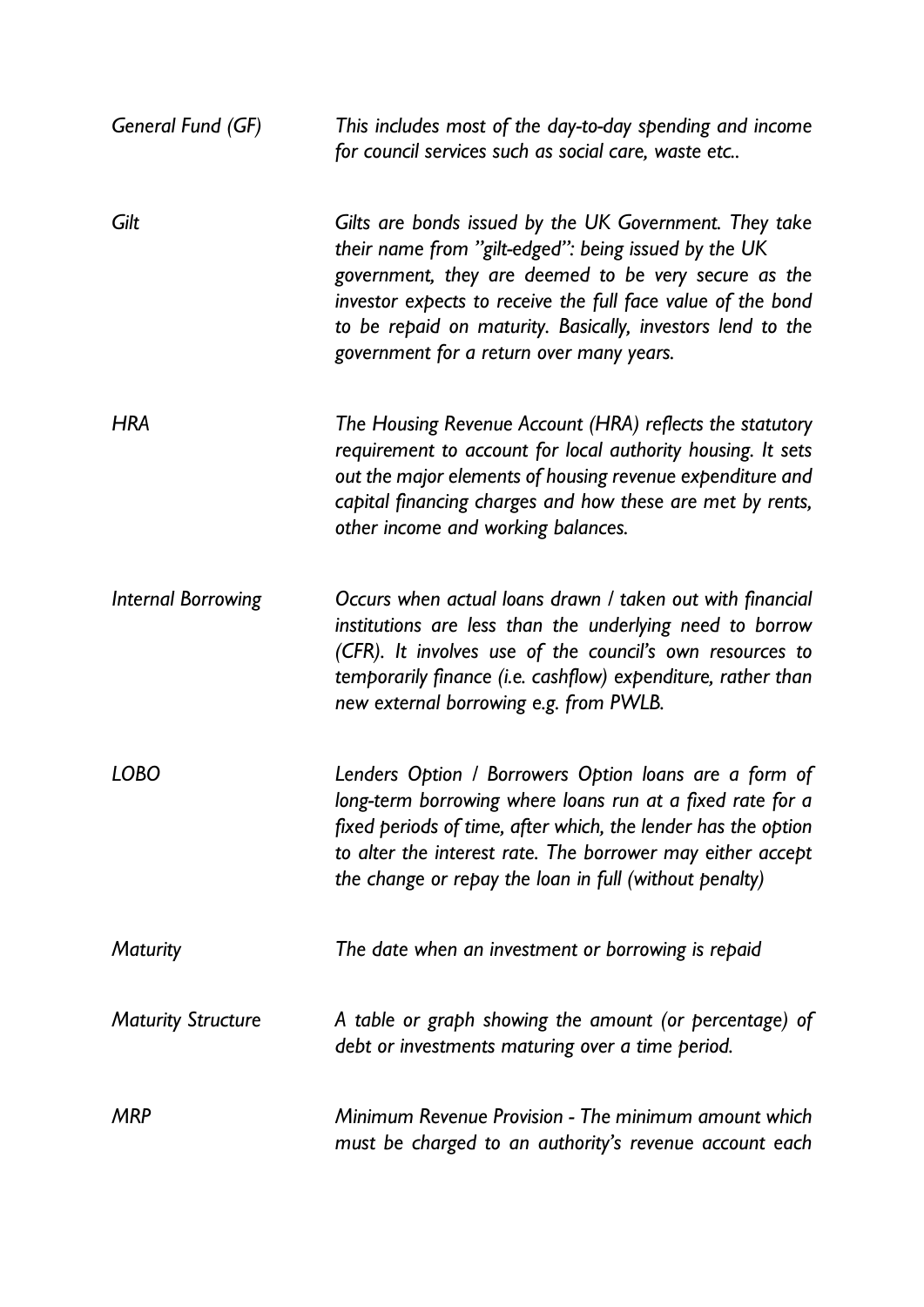| | |
|---|---|
| *General Fund (GF)* | *This includes most of the day-to-day spending and income for council services such as social care, waste etc..* |
| *Gilt* | *Gilts are bonds issued by the UK Government. They take their name from "gilt-edged": being issued by the UK government, they are deemed to be very secure as the investor expects to receive the full face value of the bond to be repaid on maturity. Basically, investors lend to the government for a return over many years.* |
| *HRA* | *The Housing Revenue Account (HRA) reflects the statutory requirement to account for local authority housing. It sets out the major elements of housing revenue expenditure and capital financing charges and how these are met by rents, other income and working balances.* |
| *Internal Borrowing* | *Occurs when actual loans drawn / taken out with financial institutions are less than the underlying need to borrow (CFR). It involves use of the council's own resources to temporarily finance (i.e. cashflow) expenditure, rather than new external borrowing e.g. from PWLB.* |
| *LOBO* | *Lenders Option / Borrowers Option loans are a form of long-term borrowing where loans run at a fixed rate for a fixed periods of time, after which, the lender has the option to alter the interest rate. The borrower may either accept the change or repay the loan in full (without penalty)* |
| *Maturity* | *The date when an investment or borrowing is repaid* |
| *Maturity Structure* | *A table or graph showing the amount (or percentage) of debt or investments maturing over a time period.* |
| *MRP* | *Minimum Revenue Provision - The minimum amount which must be charged to an authority's revenue account each* |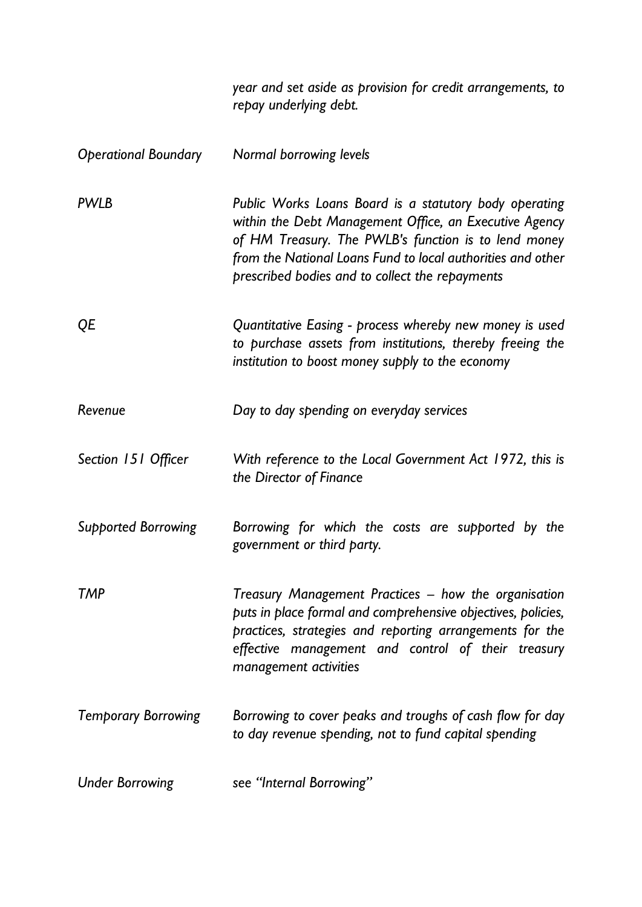| | |
|---|---|
| | *year and set aside as provision for credit arrangements, to repay underlying debt.* |
| *Operational Boundary* | *Normal borrowing levels* |
| *PWLB* | *Public Works Loans Board is a statutory body operating within the Debt Management Office, an Executive Agency of HM Treasury. The PWLB's function is to lend money from the National Loans Fund to local authorities and other prescribed bodies and to collect the repayments* |
| *QE* | *Quantitative Easing - process whereby new money is used to purchase assets from institutions, thereby freeing the institution to boost money supply to the economy* |
| *Revenue* | *Day to day spending on everyday services* |
| *Section 151 Officer* | *With reference to the Local Government Act 1972, this is the Director of Finance* |
| *Supported Borrowing* | *Borrowing for which the costs are supported by the government or third party.* |
| *TMP* | *Treasury Management Practices – how the organisation puts in place formal and comprehensive objectives, policies, practices, strategies and reporting arrangements for the effective management and control of their treasury management activities* |
| *Temporary Borrowing* | *Borrowing to cover peaks and troughs of cash flow for day to day revenue spending, not to fund capital spending* |
| *Under Borrowing* | *see "Internal Borrowing"* |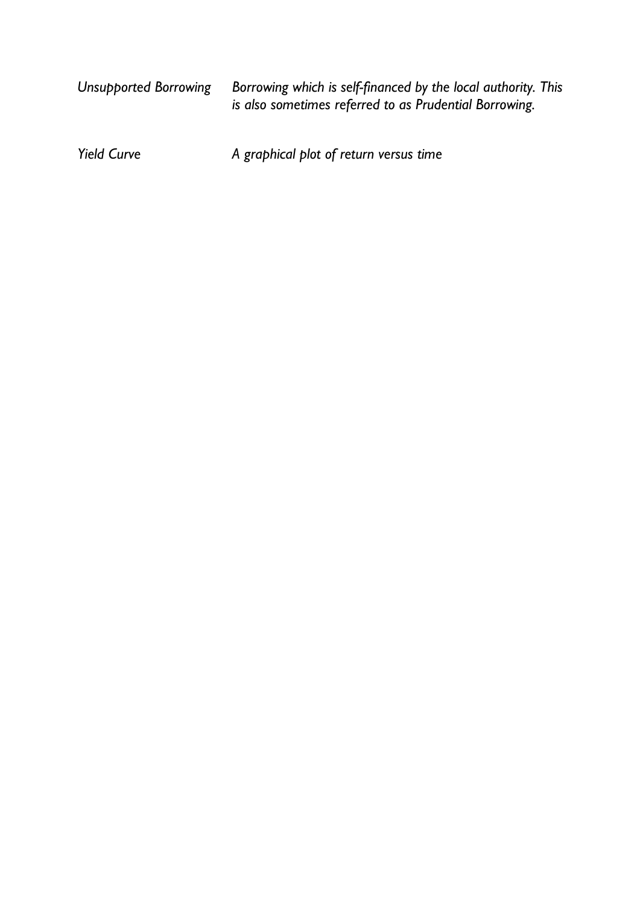| | |
|---|---|
| *Unsupported Borrowing* | *Borrowing which is self-financed by the local authority. This is also sometimes referred to as Prudential Borrowing.* |
| *Yield Curve* | *A graphical plot of return versus time* |